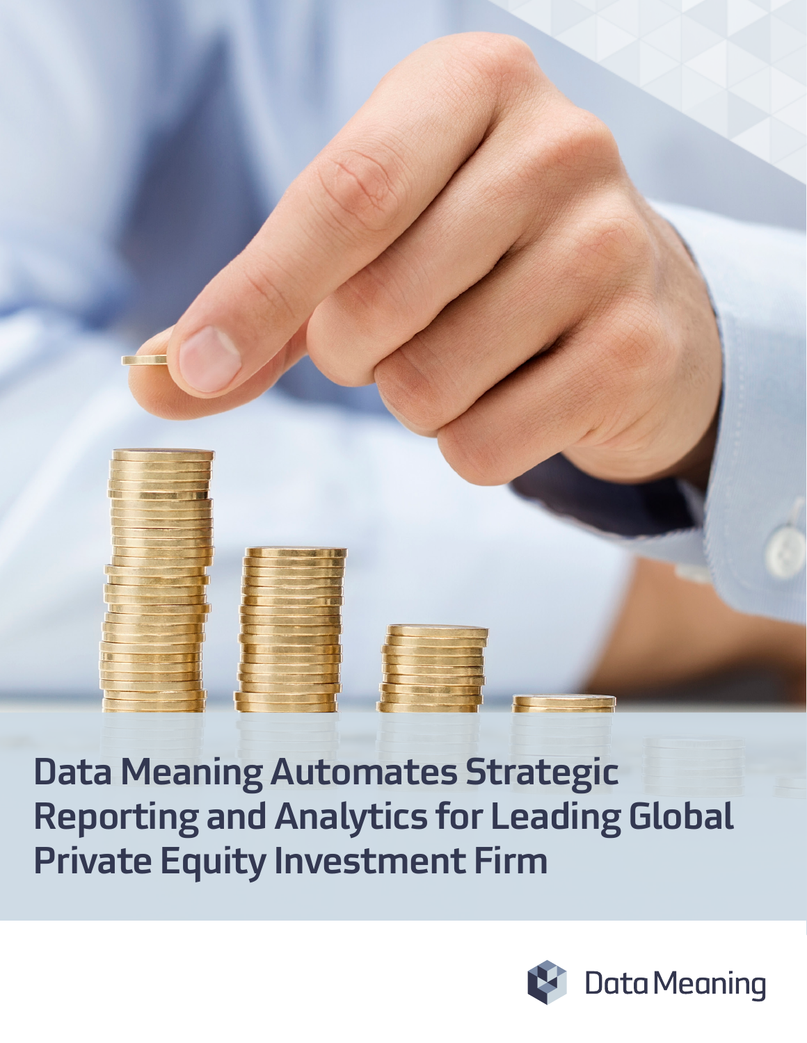# Data Meaning Automates Strategic Reporting and Analytics for Leading Global Private Equity Investment Firm

Data Meaning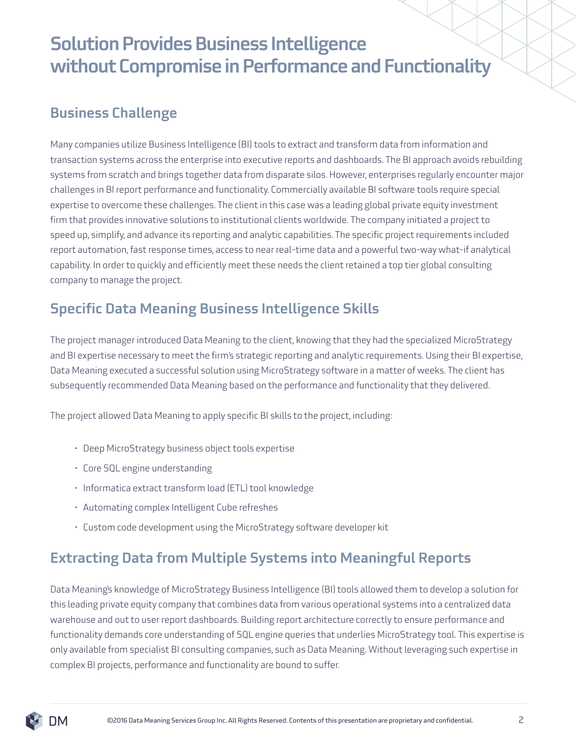# Solution Provides Business Intelligence without Compromise in Performance and Functionality

## Business Challenge

Many companies utilize Business Intelligence (BI) tools to extract and transform data from information and transaction systems across the enterprise into executive reports and dashboards. The BI approach avoids rebuilding systems from scratch and brings together data from disparate silos. However, enterprises regularly encounter major challenges in BI report performance and functionality. Commercially available BI software tools require special expertise to overcome these challenges. The client in this case was a leading global private equity investment firm that provides innovative solutions to institutional clients worldwide. The company initiated a project to speed up, simplify, and advance its reporting and analytic capabilities. The specific project requirements included report automation, fast response times, access to near real-time data and a powerful two-way what-if analytical capability. In order to quickly and efficiently meet these needs the client retained a top tier global consulting company to manage the project.

## Specific Data Meaning Business Intelligence Skills

The project manager introduced Data Meaning to the client, knowing that they had the specialized MicroStrategy and BI expertise necessary to meet the firm's strategic reporting and analytic requirements. Using their BI expertise, Data Meaning executed a successful solution using MicroStrategy software in a matter of weeks. The client has subsequently recommended Data Meaning based on the performance and functionality that they delivered.

The project allowed Data Meaning to apply specific BI skills to the project, including:

- Deep MicroStrategy business object tools expertise
- Core SQL engine understanding
- Informatica extract transform load (ETL) tool knowledge
- Automating complex Intelligent Cube refreshes
- Custom code development using the MicroStrategy software developer kit

## Extracting Data from Multiple Systems into Meaningful Reports

Data Meaning's knowledge of MicroStrategy Business Intelligence (BI) tools allowed them to develop a solution for this leading private equity company that combines data from various operational systems into a centralized data warehouse and out to user report dashboards. Building report architecture correctly to ensure performance and functionality demands core understanding of SQL engine queries that underlies MicroStrategy tool. This expertise is only available from specialist BI consulting companies, such as Data Meaning. Without leveraging such expertise in complex BI projects, performance and functionality are bound to suffer.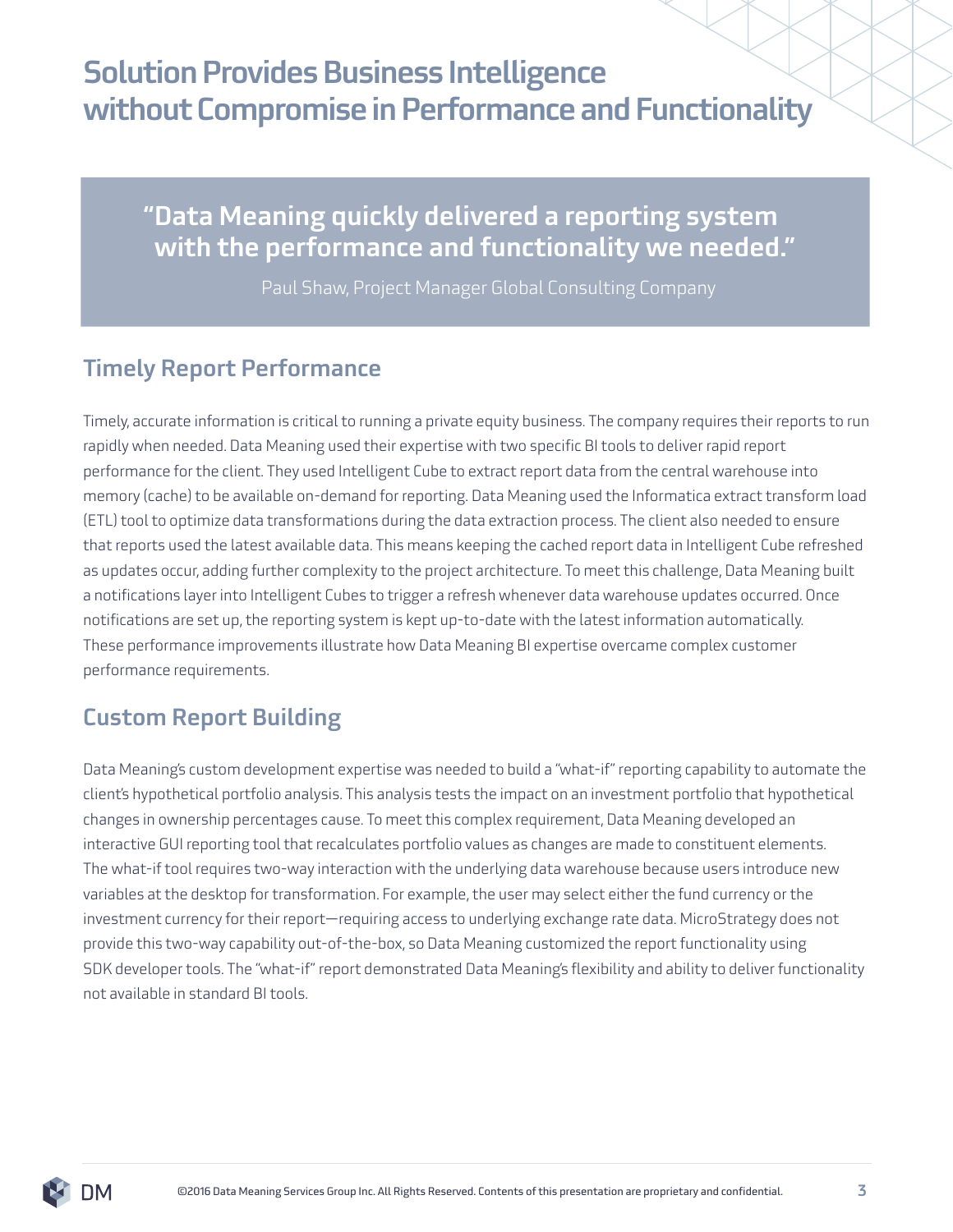# Solution Provides Business Intelligence without Compromise in Performance and Functionality

> **"Data Meaning quickly delivered a reporting system with the performance and functionality we needed."**
>
> Paul Shaw, Project Manager Global Consulting Company

## Timely Report Performance

Timely, accurate information is critical to running a private equity business. The company requires their reports to run rapidly when needed. Data Meaning used their expertise with two specific BI tools to deliver rapid report performance for the client. They used Intelligent Cube to extract report data from the central warehouse into memory (cache) to be available on-demand for reporting. Data Meaning used the Informatica extract transform load (ETL) tool to optimize data transformations during the data extraction process. The client also needed to ensure that reports used the latest available data. This means keeping the cached report data in Intelligent Cube refreshed as updates occur, adding further complexity to the project architecture. To meet this challenge, Data Meaning built a notifications layer into Intelligent Cubes to trigger a refresh whenever data warehouse updates occurred. Once notifications are set up, the reporting system is kept up-to-date with the latest information automatically. These performance improvements illustrate how Data Meaning BI expertise overcame complex customer performance requirements.

## Custom Report Building

Data Meaning's custom development expertise was needed to build a "what-if" reporting capability to automate the client's hypothetical portfolio analysis. This analysis tests the impact on an investment portfolio that hypothetical changes in ownership percentages cause. To meet this complex requirement, Data Meaning developed an interactive GUI reporting tool that recalculates portfolio values as changes are made to constituent elements. The what-if tool requires two-way interaction with the underlying data warehouse because users introduce new variables at the desktop for transformation. For example, the user may select either the fund currency or the investment currency for their report—requiring access to underlying exchange rate data. MicroStrategy does not provide this two-way capability out-of-the-box, so Data Meaning customized the report functionality using SDK developer tools. The "what-if" report demonstrated Data Meaning's flexibility and ability to deliver functionality not available in standard BI tools.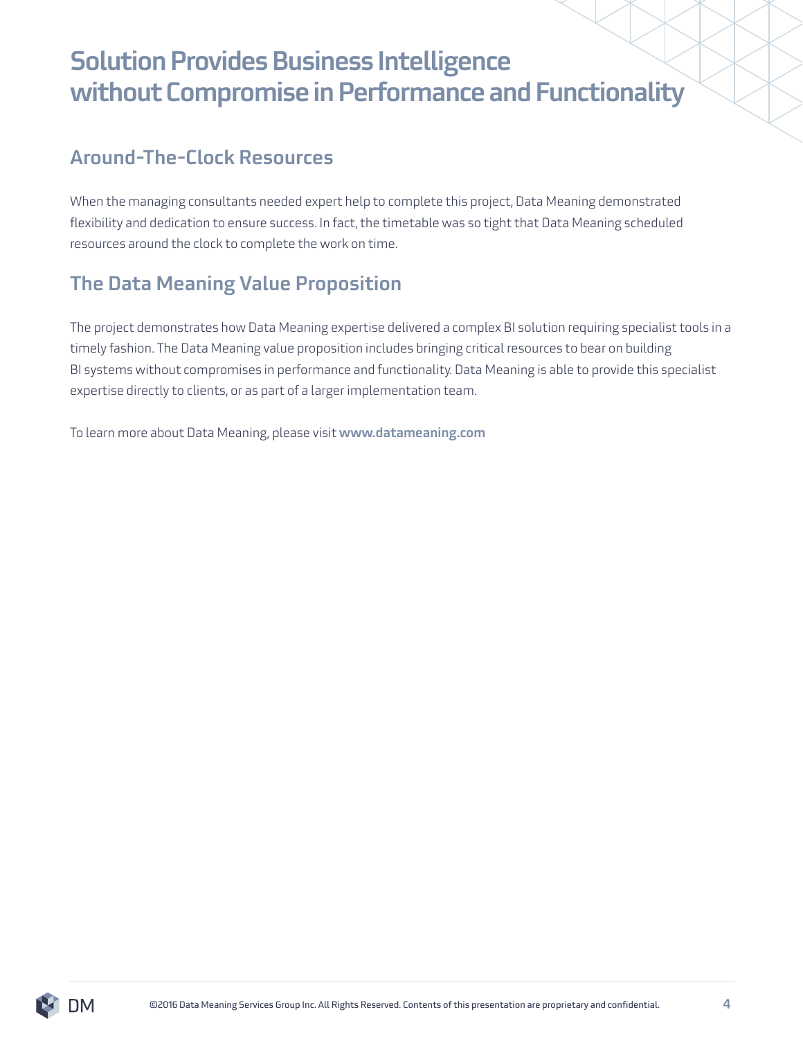# Solution Provides Business Intelligence without Compromise in Performance and Functionality

## Around-The-Clock Resources

When the managing consultants needed expert help to complete this project, Data Meaning demonstrated flexibility and dedication to ensure success. In fact, the timetable was so tight that Data Meaning scheduled resources around the clock to complete the work on time.

## The Data Meaning Value Proposition

The project demonstrates how Data Meaning expertise delivered a complex BI solution requiring specialist tools in a timely fashion. The Data Meaning value proposition includes bringing critical resources to bear on building BI systems without compromises in performance and functionality. Data Meaning is able to provide this specialist expertise directly to clients, or as part of a larger implementation team.

To learn more about Data Meaning, please visit **www.datameaning.com**